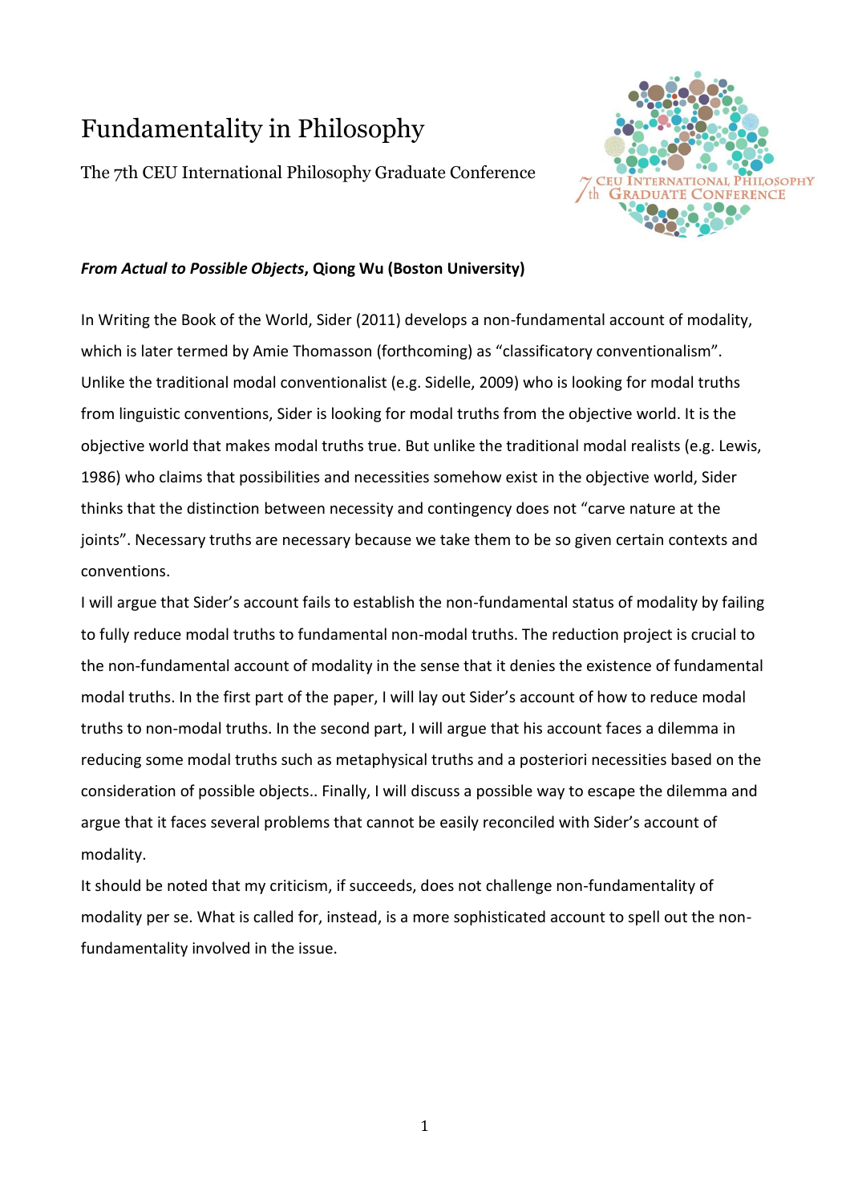# Fundamentality in Philosophy

The 7th CEU International Philosophy Graduate Conference

***From Actual to Possible Objects*, Qiong Wu (Boston University)**

In Writing the Book of the World, Sider (2011) develops a non-fundamental account of modality, which is later termed by Amie Thomasson (forthcoming) as "classificatory conventionalism". Unlike the traditional modal conventionalist (e.g. Sidelle, 2009) who is looking for modal truths from linguistic conventions, Sider is looking for modal truths from the objective world. It is the objective world that makes modal truths true. But unlike the traditional modal realists (e.g. Lewis, 1986) who claims that possibilities and necessities somehow exist in the objective world, Sider thinks that the distinction between necessity and contingency does not "carve nature at the joints". Necessary truths are necessary because we take them to be so given certain contexts and conventions.

I will argue that Sider's account fails to establish the non-fundamental status of modality by failing to fully reduce modal truths to fundamental non-modal truths. The reduction project is crucial to the non-fundamental account of modality in the sense that it denies the existence of fundamental modal truths. In the first part of the paper, I will lay out Sider's account of how to reduce modal truths to non-modal truths. In the second part, I will argue that his account faces a dilemma in reducing some modal truths such as metaphysical truths and a posteriori necessities based on the consideration of possible objects.. Finally, I will discuss a possible way to escape the dilemma and argue that it faces several problems that cannot be easily reconciled with Sider's account of modality.

It should be noted that my criticism, if succeeds, does not challenge non-fundamentality of modality per se. What is called for, instead, is a more sophisticated account to spell out the non-fundamentality involved in the issue.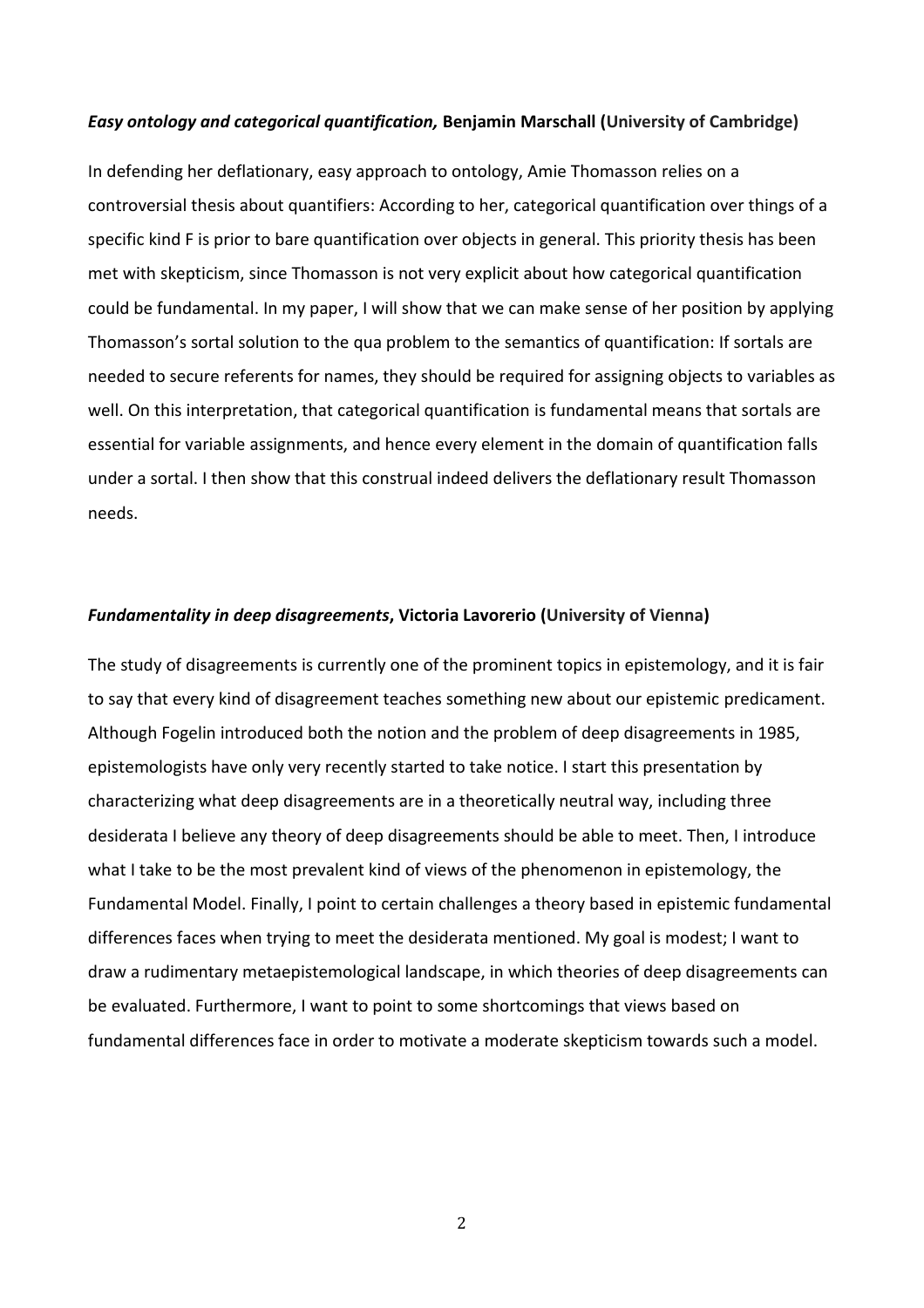***Easy ontology and categorical quantification,* Benjamin Marschall (University of Cambridge)**

In defending her deflationary, easy approach to ontology, Amie Thomasson relies on a controversial thesis about quantifiers: According to her, categorical quantification over things of a specific kind F is prior to bare quantification over objects in general. This priority thesis has been met with skepticism, since Thomasson is not very explicit about how categorical quantification could be fundamental. In my paper, I will show that we can make sense of her position by applying Thomasson's sortal solution to the qua problem to the semantics of quantification: If sortals are needed to secure referents for names, they should be required for assigning objects to variables as well. On this interpretation, that categorical quantification is fundamental means that sortals are essential for variable assignments, and hence every element in the domain of quantification falls under a sortal. I then show that this construal indeed delivers the deflationary result Thomasson needs.

***Fundamentality in deep disagreements*, Victoria Lavorerio (University of Vienna)**

The study of disagreements is currently one of the prominent topics in epistemology, and it is fair to say that every kind of disagreement teaches something new about our epistemic predicament. Although Fogelin introduced both the notion and the problem of deep disagreements in 1985, epistemologists have only very recently started to take notice. I start this presentation by characterizing what deep disagreements are in a theoretically neutral way, including three desiderata I believe any theory of deep disagreements should be able to meet. Then, I introduce what I take to be the most prevalent kind of views of the phenomenon in epistemology, the Fundamental Model. Finally, I point to certain challenges a theory based in epistemic fundamental differences faces when trying to meet the desiderata mentioned. My goal is modest; I want to draw a rudimentary metaepistemological landscape, in which theories of deep disagreements can be evaluated. Furthermore, I want to point to some shortcomings that views based on fundamental differences face in order to motivate a moderate skepticism towards such a model.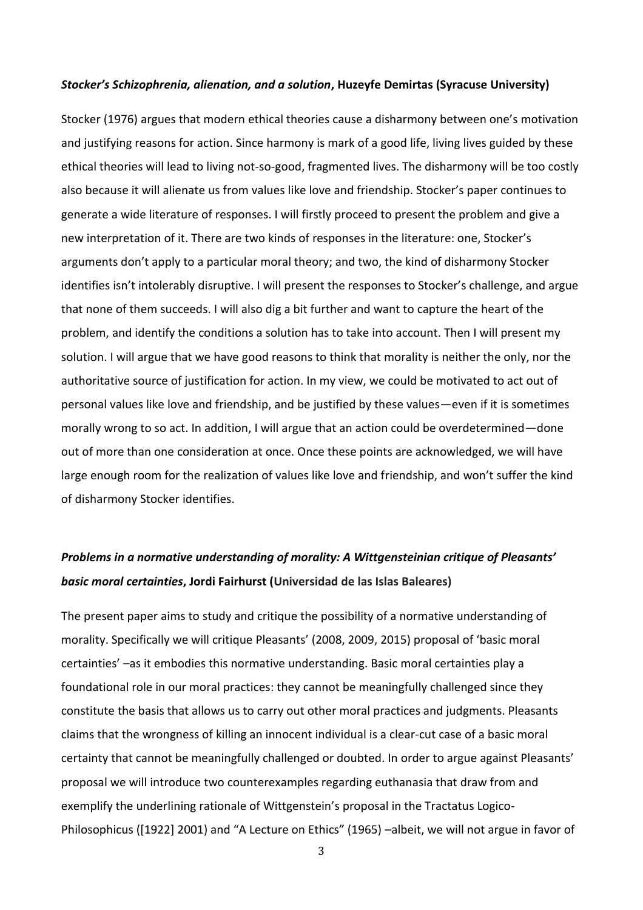***Stocker's Schizophrenia, alienation, and a solution*, Huzeyfe Demirtas (Syracuse University)**

Stocker (1976) argues that modern ethical theories cause a disharmony between one's motivation and justifying reasons for action. Since harmony is mark of a good life, living lives guided by these ethical theories will lead to living not-so-good, fragmented lives. The disharmony will be too costly also because it will alienate us from values like love and friendship. Stocker's paper continues to generate a wide literature of responses. I will firstly proceed to present the problem and give a new interpretation of it. There are two kinds of responses in the literature: one, Stocker's arguments don't apply to a particular moral theory; and two, the kind of disharmony Stocker identifies isn't intolerably disruptive. I will present the responses to Stocker's challenge, and argue that none of them succeeds. I will also dig a bit further and want to capture the heart of the problem, and identify the conditions a solution has to take into account. Then I will present my solution. I will argue that we have good reasons to think that morality is neither the only, nor the authoritative source of justification for action. In my view, we could be motivated to act out of personal values like love and friendship, and be justified by these values—even if it is sometimes morally wrong to so act. In addition, I will argue that an action could be overdetermined—done out of more than one consideration at once. Once these points are acknowledged, we will have large enough room for the realization of values like love and friendship, and won't suffer the kind of disharmony Stocker identifies.

***Problems in a normative understanding of morality: A Wittgensteinian critique of Pleasants' basic moral certainties*, Jordi Fairhurst (Universidad de las Islas Baleares)**

The present paper aims to study and critique the possibility of a normative understanding of morality. Specifically we will critique Pleasants' (2008, 2009, 2015) proposal of 'basic moral certainties' –as it embodies this normative understanding. Basic moral certainties play a foundational role in our moral practices: they cannot be meaningfully challenged since they constitute the basis that allows us to carry out other moral practices and judgments. Pleasants claims that the wrongness of killing an innocent individual is a clear-cut case of a basic moral certainty that cannot be meaningfully challenged or doubted. In order to argue against Pleasants' proposal we will introduce two counterexamples regarding euthanasia that draw from and exemplify the underlining rationale of Wittgenstein's proposal in the Tractatus Logico-Philosophicus ([1922] 2001) and "A Lecture on Ethics" (1965) –albeit, we will not argue in favor of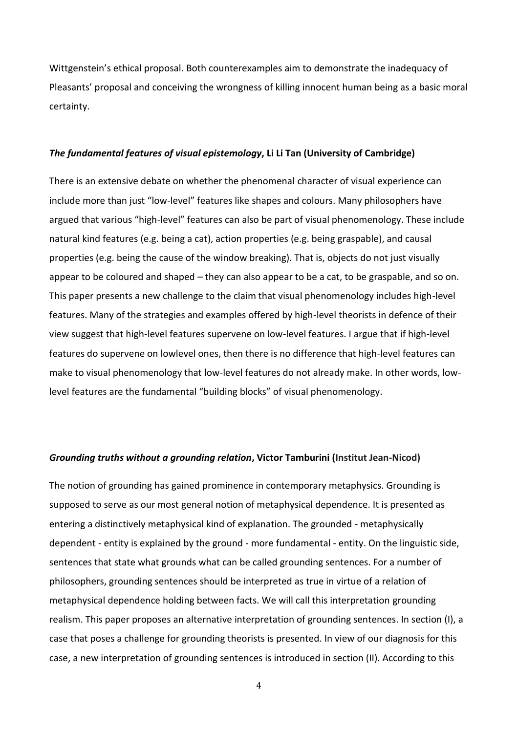Wittgenstein's ethical proposal. Both counterexamples aim to demonstrate the inadequacy of Pleasants' proposal and conceiving the wrongness of killing innocent human being as a basic moral certainty.

### ***The fundamental features of visual epistemology*, Li Li Tan (University of Cambridge)**

There is an extensive debate on whether the phenomenal character of visual experience can include more than just "low-level" features like shapes and colours. Many philosophers have argued that various "high-level" features can also be part of visual phenomenology. These include natural kind features (e.g. being a cat), action properties (e.g. being graspable), and causal properties (e.g. being the cause of the window breaking). That is, objects do not just visually appear to be coloured and shaped – they can also appear to be a cat, to be graspable, and so on. This paper presents a new challenge to the claim that visual phenomenology includes high-level features. Many of the strategies and examples offered by high-level theorists in defence of their view suggest that high-level features supervene on low-level features. I argue that if high-level features do supervene on lowlevel ones, then there is no difference that high-level features can make to visual phenomenology that low-level features do not already make. In other words, low-level features are the fundamental "building blocks" of visual phenomenology.

### ***Grounding truths without a grounding relation*, Victor Tamburini (Institut Jean-Nicod)**

The notion of grounding has gained prominence in contemporary metaphysics. Grounding is supposed to serve as our most general notion of metaphysical dependence. It is presented as entering a distinctively metaphysical kind of explanation. The grounded - metaphysically dependent - entity is explained by the ground - more fundamental - entity. On the linguistic side, sentences that state what grounds what can be called grounding sentences. For a number of philosophers, grounding sentences should be interpreted as true in virtue of a relation of metaphysical dependence holding between facts. We will call this interpretation grounding realism. This paper proposes an alternative interpretation of grounding sentences. In section (I), a case that poses a challenge for grounding theorists is presented. In view of our diagnosis for this case, a new interpretation of grounding sentences is introduced in section (II). According to this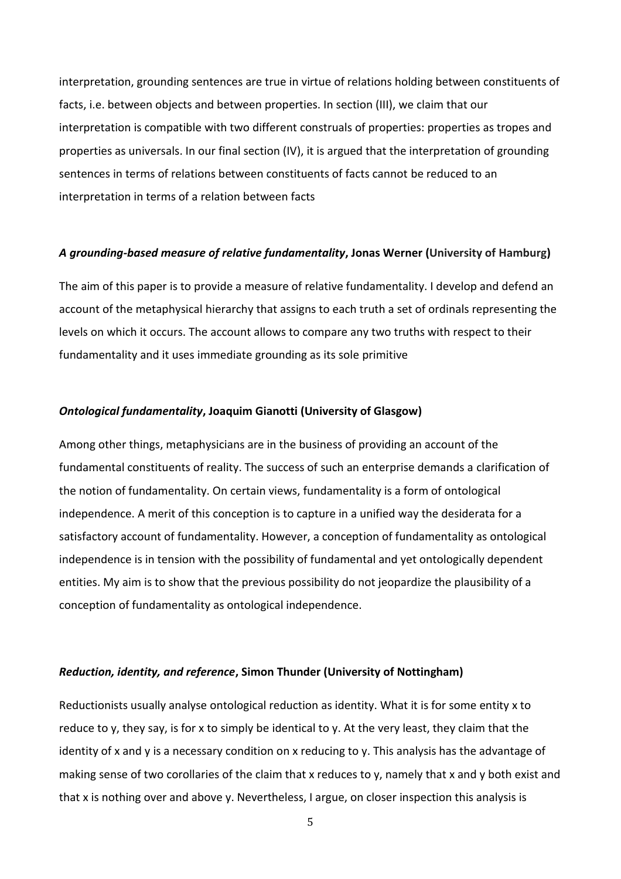interpretation, grounding sentences are true in virtue of relations holding between constituents of facts, i.e. between objects and between properties. In section (III), we claim that our interpretation is compatible with two different construals of properties: properties as tropes and properties as universals. In our final section (IV), it is argued that the interpretation of grounding sentences in terms of relations between constituents of facts cannot be reduced to an interpretation in terms of a relation between facts

### ***A grounding-based measure of relative fundamentality*, Jonas Werner (University of Hamburg)**

The aim of this paper is to provide a measure of relative fundamentality. I develop and defend an account of the metaphysical hierarchy that assigns to each truth a set of ordinals representing the levels on which it occurs. The account allows to compare any two truths with respect to their fundamentality and it uses immediate grounding as its sole primitive

### ***Ontological fundamentality*, Joaquim Gianotti (University of Glasgow)**

Among other things, metaphysicians are in the business of providing an account of the fundamental constituents of reality. The success of such an enterprise demands a clarification of the notion of fundamentality. On certain views, fundamentality is a form of ontological independence. A merit of this conception is to capture in a unified way the desiderata for a satisfactory account of fundamentality. However, a conception of fundamentality as ontological independence is in tension with the possibility of fundamental and yet ontologically dependent entities. My aim is to show that the previous possibility do not jeopardize the plausibility of a conception of fundamentality as ontological independence.

### ***Reduction, identity, and reference*, Simon Thunder (University of Nottingham)**

Reductionists usually analyse ontological reduction as identity. What it is for some entity x to reduce to y, they say, is for x to simply be identical to y. At the very least, they claim that the identity of x and y is a necessary condition on x reducing to y. This analysis has the advantage of making sense of two corollaries of the claim that x reduces to y, namely that x and y both exist and that x is nothing over and above y. Nevertheless, I argue, on closer inspection this analysis is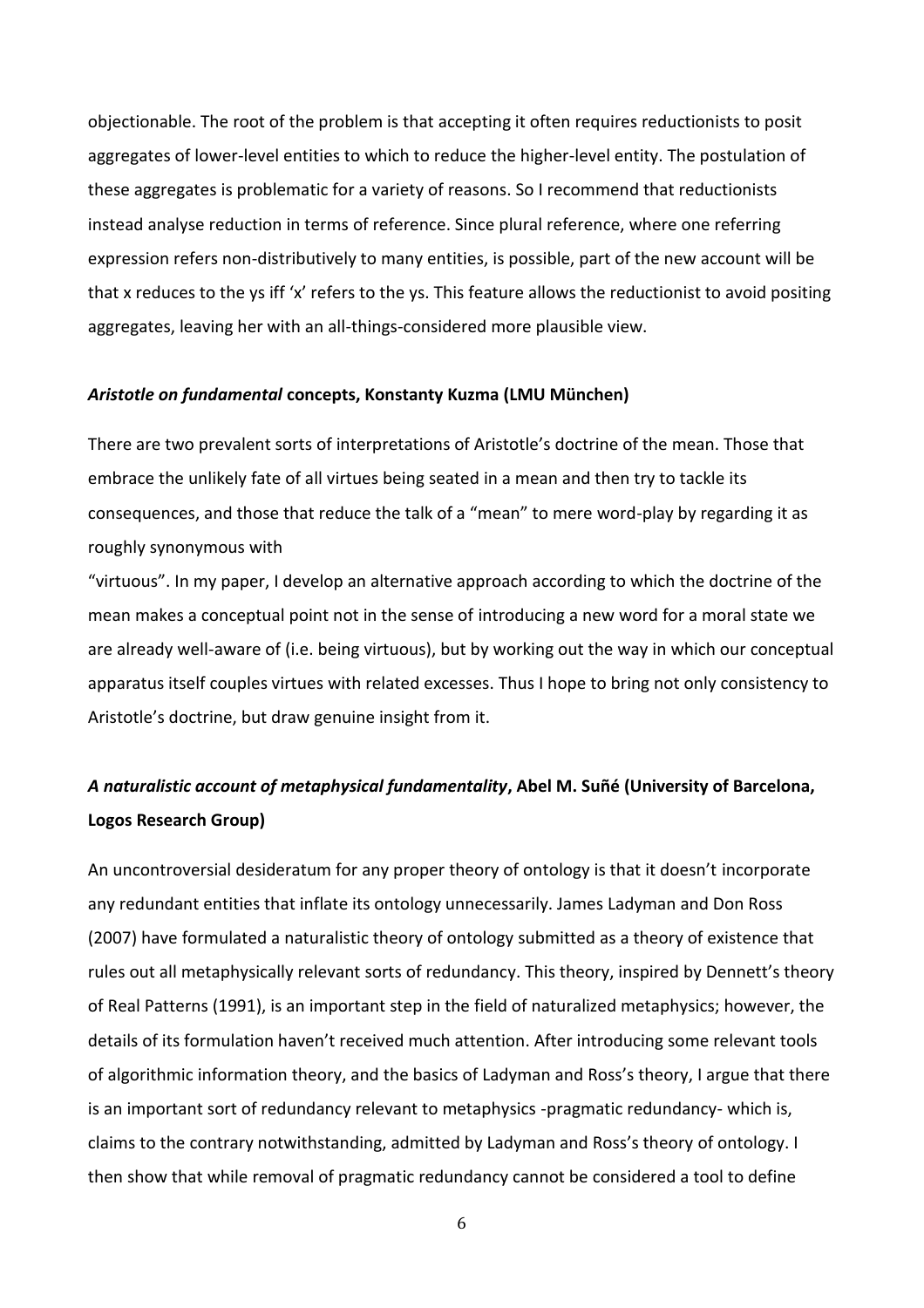objectionable. The root of the problem is that accepting it often requires reductionists to posit aggregates of lower-level entities to which to reduce the higher-level entity. The postulation of these aggregates is problematic for a variety of reasons. So I recommend that reductionists instead analyse reduction in terms of reference. Since plural reference, where one referring expression refers non-distributively to many entities, is possible, part of the new account will be that x reduces to the ys iff 'x' refers to the ys. This feature allows the reductionist to avoid positing aggregates, leaving her with an all-things-considered more plausible view.

### ***Aristotle on fundamental* concepts, Konstanty Kuzma (LMU München)**

There are two prevalent sorts of interpretations of Aristotle's doctrine of the mean. Those that embrace the unlikely fate of all virtues being seated in a mean and then try to tackle its consequences, and those that reduce the talk of a "mean" to mere word-play by regarding it as roughly synonymous with

"virtuous". In my paper, I develop an alternative approach according to which the doctrine of the mean makes a conceptual point not in the sense of introducing a new word for a moral state we are already well-aware of (i.e. being virtuous), but by working out the way in which our conceptual apparatus itself couples virtues with related excesses. Thus I hope to bring not only consistency to Aristotle's doctrine, but draw genuine insight from it.

### ***A naturalistic account of metaphysical fundamentality*, Abel M. Suñé (University of Barcelona, Logos Research Group)**

An uncontroversial desideratum for any proper theory of ontology is that it doesn't incorporate any redundant entities that inflate its ontology unnecessarily. James Ladyman and Don Ross (2007) have formulated a naturalistic theory of ontology submitted as a theory of existence that rules out all metaphysically relevant sorts of redundancy. This theory, inspired by Dennett's theory of Real Patterns (1991), is an important step in the field of naturalized metaphysics; however, the details of its formulation haven't received much attention. After introducing some relevant tools of algorithmic information theory, and the basics of Ladyman and Ross's theory, I argue that there is an important sort of redundancy relevant to metaphysics -pragmatic redundancy- which is, claims to the contrary notwithstanding, admitted by Ladyman and Ross's theory of ontology. I then show that while removal of pragmatic redundancy cannot be considered a tool to define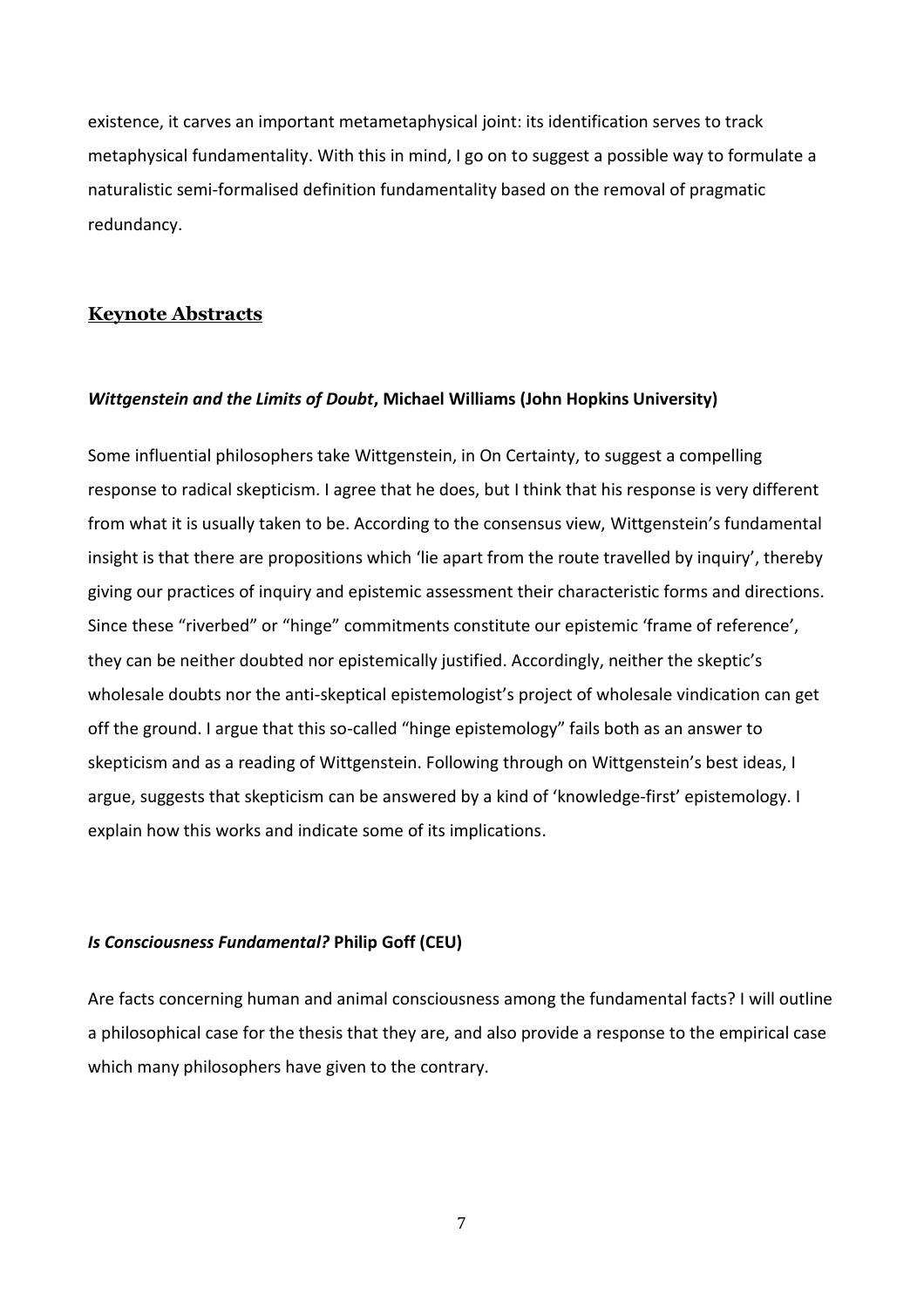existence, it carves an important metametaphysical joint: its identification serves to track metaphysical fundamentality. With this in mind, I go on to suggest a possible way to formulate a naturalistic semi-formalised definition fundamentality based on the removal of pragmatic redundancy.

## Keynote Abstracts

### *Wittgenstein and the Limits of Doubt*, Michael Williams (John Hopkins University)

Some influential philosophers take Wittgenstein, in On Certainty, to suggest a compelling response to radical skepticism. I agree that he does, but I think that his response is very different from what it is usually taken to be. According to the consensus view, Wittgenstein's fundamental insight is that there are propositions which 'lie apart from the route travelled by inquiry', thereby giving our practices of inquiry and epistemic assessment their characteristic forms and directions. Since these "riverbed" or "hinge" commitments constitute our epistemic 'frame of reference', they can be neither doubted nor epistemically justified. Accordingly, neither the skeptic's wholesale doubts nor the anti-skeptical epistemologist's project of wholesale vindication can get off the ground. I argue that this so-called "hinge epistemology" fails both as an answer to skepticism and as a reading of Wittgenstein. Following through on Wittgenstein's best ideas, I argue, suggests that skepticism can be answered by a kind of 'knowledge-first' epistemology. I explain how this works and indicate some of its implications.

### *Is Consciousness Fundamental?* Philip Goff (CEU)

Are facts concerning human and animal consciousness among the fundamental facts? I will outline a philosophical case for the thesis that they are, and also provide a response to the empirical case which many philosophers have given to the contrary.